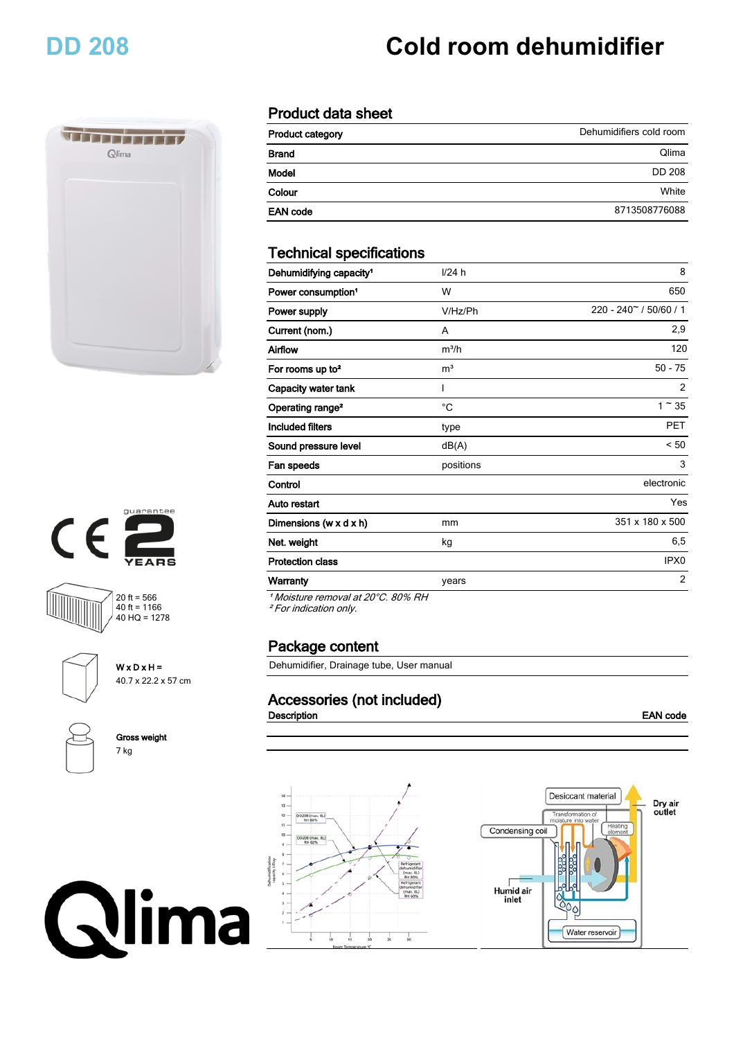# DD 208

# Cold room dehumidifier

## Product data sheet

| Product category | Dehumidifiers cold room |
|---|---|
| Brand | Qlima |
| Model | DD 208 |
| Colour | White |
| EAN code | 8713508776088 |

## Technical specifications

| | | |
|---|---|---|
| Dehumidifying capacity[1] | l/24 h | 8 |
| Power consumption[1] | W | 650 |
| Power supply | V/Hz/Ph | 220 - 240~ / 50/60 / 1 |
| Current (nom.) | A | 2,9 |
| Airflow | m³/h | 120 |
| For rooms up to[2] | m³ | 50 - 75 |
| Capacity water tank | l | 2 |
| Operating range[2] | °C | 1 ~ 35 |
| Included filters | type | PET |
| Sound pressure level | dB(A) | < 50 |
| Fan speeds | positions | 3 |
| Control | | electronic |
| Auto restart | | Yes |
| Dimensions (w x d x h) | mm | 351 x 180 x 500 |
| Net. weight | kg | 6,5 |
| Protection class | | IPX0 |
| Warranty | years | 2 |

*[1] Moisture removal at 20°C. 80% RH*
*[2] For indication only.*

guarantee 2 YEARS

20 ft = 566
40 ft = 1166
40 HQ = 1278

W x D x H =
40.7 x 22.2 x 57 cm

Gross weight
7 kg

## Package content

Dehumidifier, Drainage tube, User manual

## Accessories (not included)

| Description | EAN code |
|---|---|
| | |

Desiccant material, Dry air outlet, Transformation of moisture into water, Heating element, Condensing coil, Humid air inlet, Water reservoir

Qlima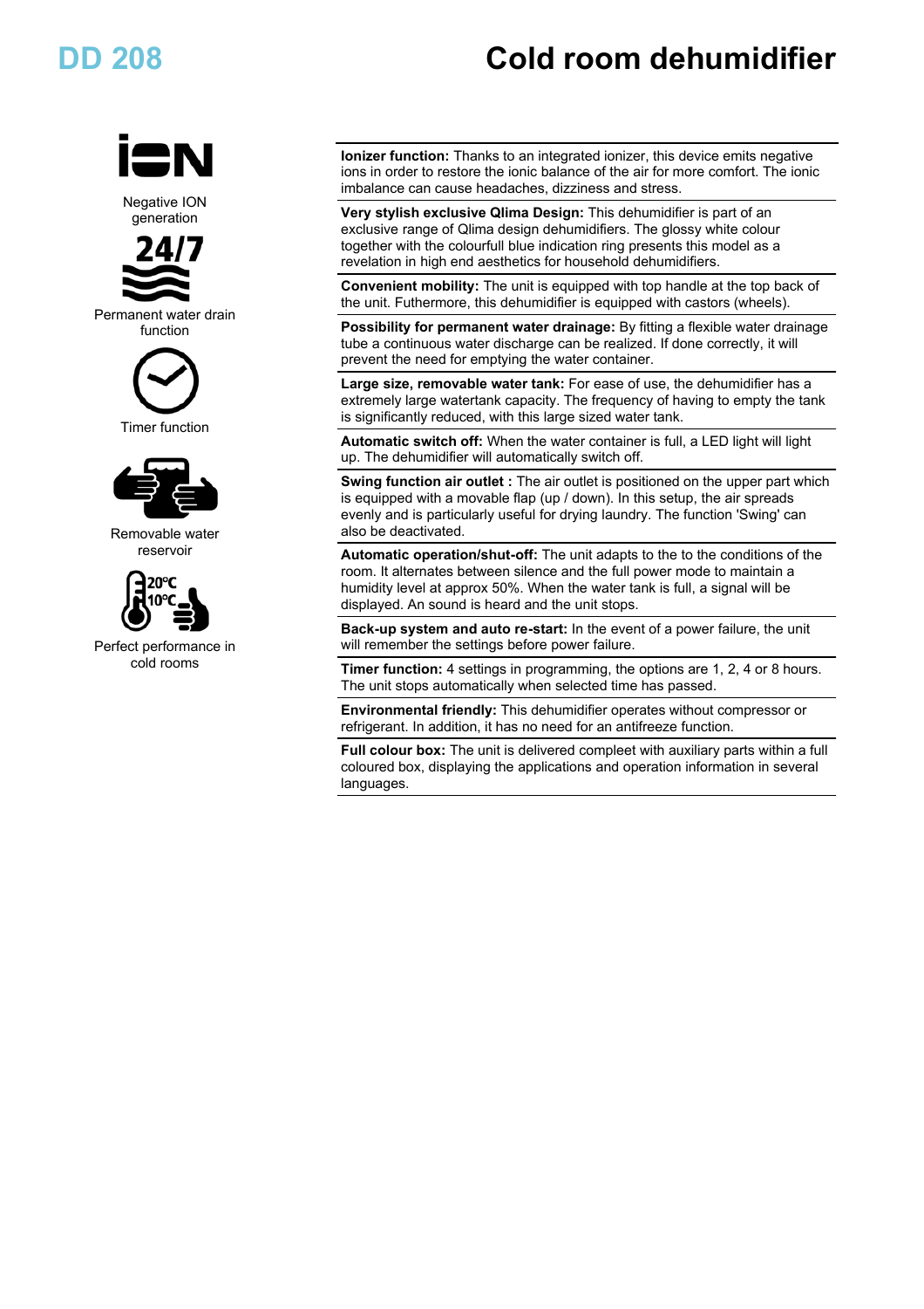# DD 208

# Cold room dehumidifier

Negative ION generation

Permanent water drain function

Timer function

Removable water reservoir

Perfect performance in cold rooms

**Ionizer function:** Thanks to an integrated ionizer, this device emits negative ions in order to restore the ionic balance of the air for more comfort. The ionic imbalance can cause headaches, dizziness and stress.

**Very stylish exclusive Qlima Design:** This dehumidifier is part of an exclusive range of Qlima design dehumidifiers. The glossy white colour together with the colourfull blue indication ring presents this model as a revelation in high end aesthetics for household dehumidifiers.

**Convenient mobility:** The unit is equipped with top handle at the top back of the unit. Futhermore, this dehumidifier is equipped with castors (wheels).

**Possibility for permanent water drainage:** By fitting a flexible water drainage tube a continuous water discharge can be realized. If done correctly, it will prevent the need for emptying the water container.

**Large size, removable water tank:** For ease of use, the dehumidifier has a extremely large watertank capacity. The frequency of having to empty the tank is significantly reduced, with this large sized water tank.

**Automatic switch off:** When the water container is full, a LED light will light up. The dehumidifier will automatically switch off.

**Swing function air outlet :** The air outlet is positioned on the upper part which is equipped with a movable flap (up / down). In this setup, the air spreads evenly and is particularly useful for drying laundry. The function 'Swing' can also be deactivated.

**Automatic operation/shut-off:** The unit adapts to the to the conditions of the room. It alternates between silence and the full power mode to maintain a humidity level at approx 50%. When the water tank is full, a signal will be displayed. An sound is heard and the unit stops.

**Back-up system and auto re-start:** In the event of a power failure, the unit will remember the settings before power failure.

**Timer function:** 4 settings in programming, the options are 1, 2, 4 or 8 hours. The unit stops automatically when selected time has passed.

**Environmental friendly:** This dehumidifier operates without compressor or refrigerant. In addition, it has no need for an antifreeze function.

**Full colour box:** The unit is delivered compleet with auxiliary parts within a full coloured box, displaying the applications and operation information in several languages.